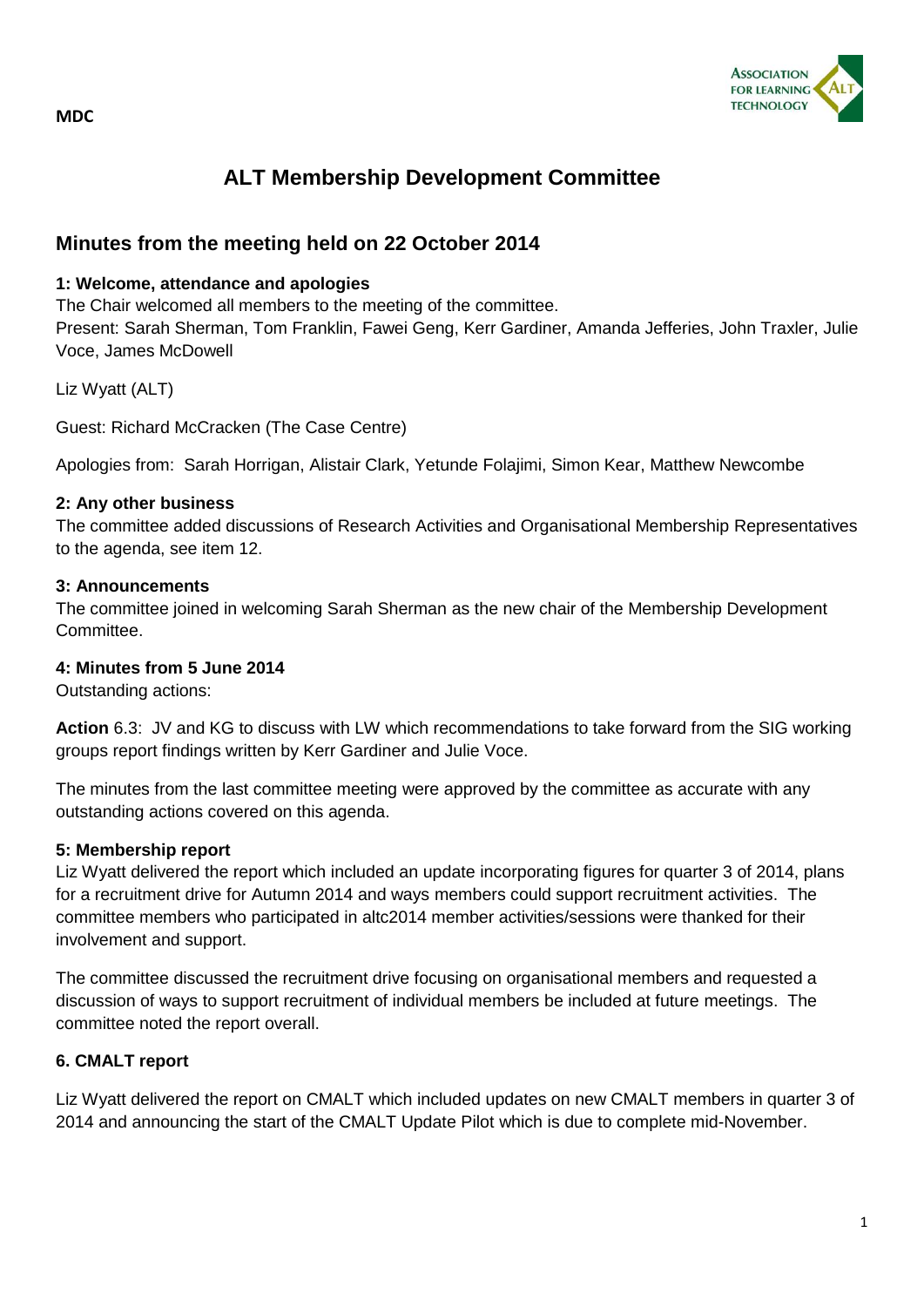MDC

# ALT Membership Development Committee

## Minutes from the meeting held on 22 October 2014

### 1: Welcome, attendance and apologies

The Chair welcomed all members to the meeting of the committee.
Present: Sarah Sherman, Tom Franklin, Fawei Geng, Kerr Gardiner, Amanda Jefferies, John Traxler, Julie Voce, James McDowell

Liz Wyatt (ALT)

Guest: Richard McCracken (The Case Centre)

Apologies from: Sarah Horrigan, Alistair Clark, Yetunde Folajimi, Simon Kear, Matthew Newcombe

### 2: Any other business

The committee added discussions of Research Activities and Organisational Membership Representatives to the agenda, see item 12.

### 3: Announcements

The committee joined in welcoming Sarah Sherman as the new chair of the Membership Development Committee.

### 4: Minutes from 5 June 2014

Outstanding actions:

**Action** 6.3: JV and KG to discuss with LW which recommendations to take forward from the SIG working groups report findings written by Kerr Gardiner and Julie Voce.

The minutes from the last committee meeting were approved by the committee as accurate with any outstanding actions covered on this agenda.

### 5: Membership report

Liz Wyatt delivered the report which included an update incorporating figures for quarter 3 of 2014, plans for a recruitment drive for Autumn 2014 and ways members could support recruitment activities. The committee members who participated in altc2014 member activities/sessions were thanked for their involvement and support.

The committee discussed the recruitment drive focusing on organisational members and requested a discussion of ways to support recruitment of individual members be included at future meetings. The committee noted the report overall.

### 6. CMALT report

Liz Wyatt delivered the report on CMALT which included updates on new CMALT members in quarter 3 of 2014 and announcing the start of the CMALT Update Pilot which is due to complete mid-November.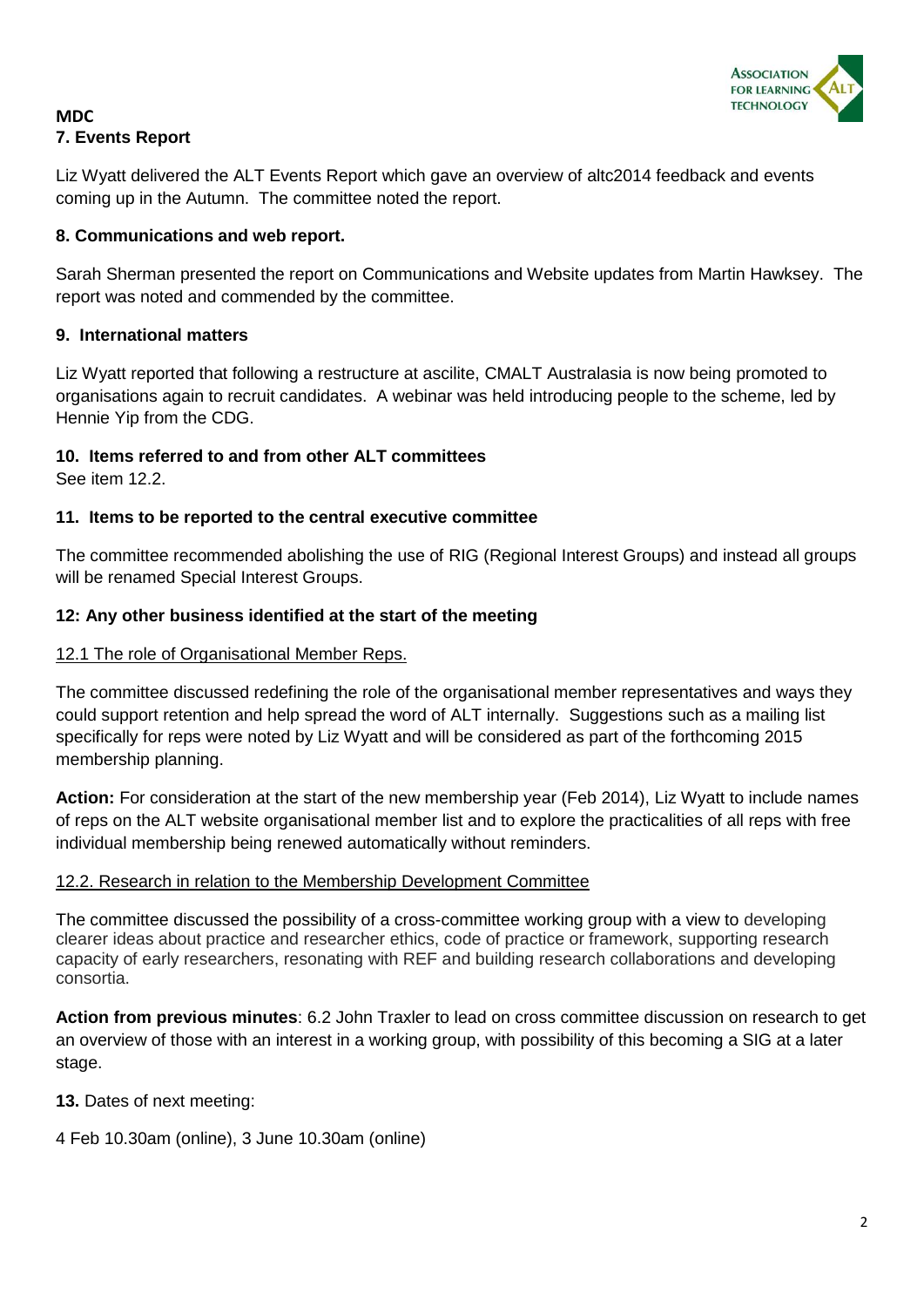**MDC**

**7. Events Report**

Liz Wyatt delivered the ALT Events Report which gave an overview of altc2014 feedback and events coming up in the Autumn. The committee noted the report.

**8. Communications and web report.**

Sarah Sherman presented the report on Communications and Website updates from Martin Hawksey. The report was noted and commended by the committee.

**9. International matters**

Liz Wyatt reported that following a restructure at ascilite, CMALT Australasia is now being promoted to organisations again to recruit candidates. A webinar was held introducing people to the scheme, led by Hennie Yip from the CDG.

**10. Items referred to and from other ALT committees**

See item 12.2.

**11. Items to be reported to the central executive committee**

The committee recommended abolishing the use of RIG (Regional Interest Groups) and instead all groups will be renamed Special Interest Groups.

**12: Any other business identified at the start of the meeting**

12.1 The role of Organisational Member Reps.

The committee discussed redefining the role of the organisational member representatives and ways they could support retention and help spread the word of ALT internally. Suggestions such as a mailing list specifically for reps were noted by Liz Wyatt and will be considered as part of the forthcoming 2015 membership planning.

**Action:** For consideration at the start of the new membership year (Feb 2014), Liz Wyatt to include names of reps on the ALT website organisational member list and to explore the practicalities of all reps with free individual membership being renewed automatically without reminders.

12.2. Research in relation to the Membership Development Committee

The committee discussed the possibility of a cross-committee working group with a view to developing clearer ideas about practice and researcher ethics, code of practice or framework, supporting research capacity of early researchers, resonating with REF and building research collaborations and developing consortia.

**Action from previous minutes**: 6.2 John Traxler to lead on cross committee discussion on research to get an overview of those with an interest in a working group, with possibility of this becoming a SIG at a later stage.

**13.** Dates of next meeting:

4 Feb 10.30am (online), 3 June 10.30am (online)